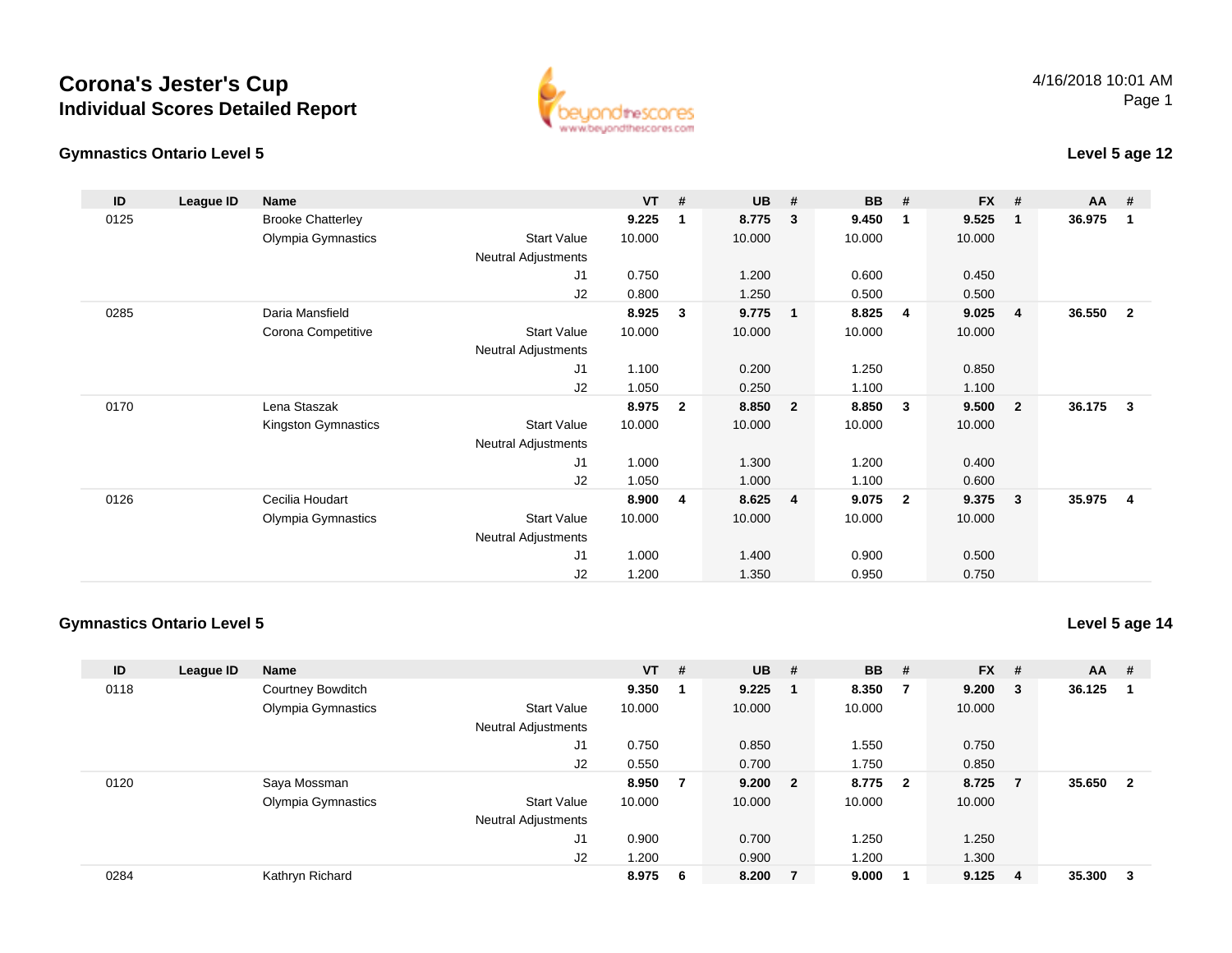# Corona's Jester's Cup

## Individual Scores Detailed Report

4/16/2018 10:01 AM

### Gymnastics Ontario Level 5

**Level 5 age 12**

| ID | League ID | Name | | VT | # | UB | # | BB | # | FX | # | AA | # |
|---|---|---|---|---|---|---|---|---|---|---|---|---|---|
| 0125 | | Brooke Chatterley | | **9.225** | **1** | **8.775** | **3** | **9.450** | **1** | **9.525** | **1** | **36.975** | **1** |
| | | Olympia Gymnastics | Start Value | 10.000 | | 10.000 | | 10.000 | | 10.000 | | | |
| | | | Neutral Adjustments | | | | | | | | | | |
| | | | J1 | 0.750 | | 1.200 | | 0.600 | | 0.450 | | | |
| | | | J2 | 0.800 | | 1.250 | | 0.500 | | 0.500 | | | |
| 0285 | | Daria Mansfield | | **8.925** | **3** | **9.775** | **1** | **8.825** | **4** | **9.025** | **4** | **36.550** | **2** |
| | | Corona Competitive | Start Value | 10.000 | | 10.000 | | 10.000 | | 10.000 | | | |
| | | | Neutral Adjustments | | | | | | | | | | |
| | | | J1 | 1.100 | | 0.200 | | 1.250 | | 0.850 | | | |
| | | | J2 | 1.050 | | 0.250 | | 1.100 | | 1.100 | | | |
| 0170 | | Lena Staszak | | **8.975** | **2** | **8.850** | **2** | **8.850** | **3** | **9.500** | **2** | **36.175** | **3** |
| | | Kingston Gymnastics | Start Value | 10.000 | | 10.000 | | 10.000 | | 10.000 | | | |
| | | | Neutral Adjustments | | | | | | | | | | |
| | | | J1 | 1.000 | | 1.300 | | 1.200 | | 0.400 | | | |
| | | | J2 | 1.050 | | 1.000 | | 1.100 | | 0.600 | | | |
| 0126 | | Cecilia Houdart | | **8.900** | **4** | **8.625** | **4** | **9.075** | **2** | **9.375** | **3** | **35.975** | **4** |
| | | Olympia Gymnastics | Start Value | 10.000 | | 10.000 | | 10.000 | | 10.000 | | | |
| | | | Neutral Adjustments | | | | | | | | | | |
| | | | J1 | 1.000 | | 1.400 | | 0.900 | | 0.500 | | | |
| | | | J2 | 1.200 | | 1.350 | | 0.950 | | 0.750 | | | |

### Gymnastics Ontario Level 5

**Level 5 age 14**

| ID | League ID | Name | | VT | # | UB | # | BB | # | FX | # | AA | # |
|---|---|---|---|---|---|---|---|---|---|---|---|---|---|
| 0118 | | Courtney Bowditch | | **9.350** | **1** | **9.225** | **1** | **8.350** | **7** | **9.200** | **3** | **36.125** | **1** |
| | | Olympia Gymnastics | Start Value | 10.000 | | 10.000 | | 10.000 | | 10.000 | | | |
| | | | Neutral Adjustments | | | | | | | | | | |
| | | | J1 | 0.750 | | 0.850 | | 1.550 | | 0.750 | | | |
| | | | J2 | 0.550 | | 0.700 | | 1.750 | | 0.850 | | | |
| 0120 | | Saya Mossman | | **8.950** | **7** | **9.200** | **2** | **8.775** | **2** | **8.725** | **7** | **35.650** | **2** |
| | | Olympia Gymnastics | Start Value | 10.000 | | 10.000 | | 10.000 | | 10.000 | | | |
| | | | Neutral Adjustments | | | | | | | | | | |
| | | | J1 | 0.900 | | 0.700 | | 1.250 | | 1.250 | | | |
| | | | J2 | 1.200 | | 0.900 | | 1.200 | | 1.300 | | | |
| 0284 | | Kathryn Richard | | **8.975** | **6** | **8.200** | **7** | **9.000** | **1** | **9.125** | **4** | **35.300** | **3** |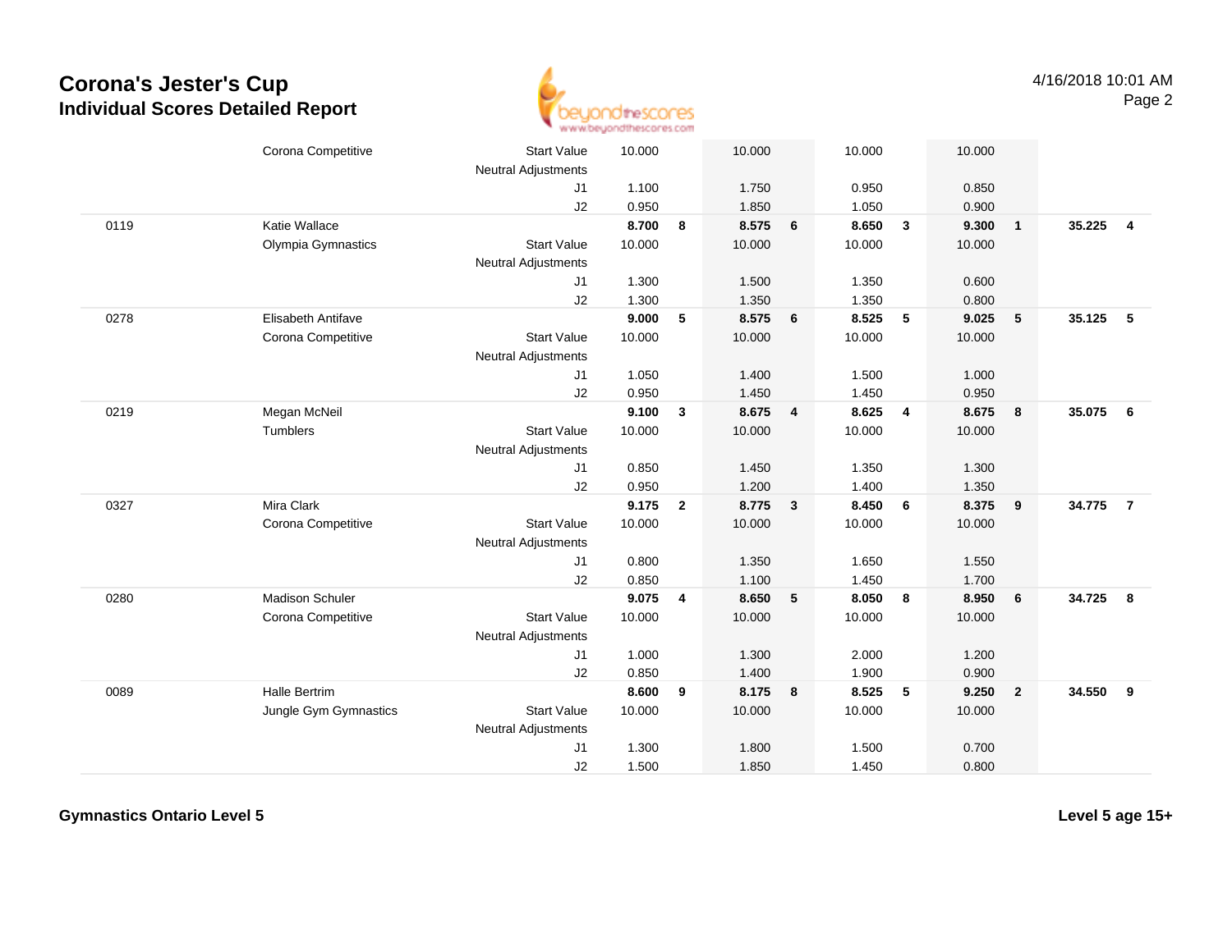# Corona's Jester's Cup
## Individual Scores Detailed Report

| | | | | | | | | | | | | |
|---|---|---|---|---|---|---|---|---|---|---|---|---|
| | Corona Competitive | Start Value | 10.000 | | 10.000 | | 10.000 | | 10.000 | | | |
| | | Neutral Adjustments | | | | | | | | | | |
| | | J1 | 1.100 | | 1.750 | | 0.950 | | 0.850 | | | |
| | | J2 | 0.950 | | 1.850 | | 1.050 | | 0.900 | | | |
| 0119 | Katie Wallace | | **8.700** | **8** | **8.575** | **6** | **8.650** | **3** | **9.300** | **1** | **35.225** | **4** |
| | Olympia Gymnastics | Start Value | 10.000 | | 10.000 | | 10.000 | | 10.000 | | | |
| | | Neutral Adjustments | | | | | | | | | | |
| | | J1 | 1.300 | | 1.500 | | 1.350 | | 0.600 | | | |
| | | J2 | 1.300 | | 1.350 | | 1.350 | | 0.800 | | | |
| 0278 | Elisabeth Antifave | | **9.000** | **5** | **8.575** | **6** | **8.525** | **5** | **9.025** | **5** | **35.125** | **5** |
| | Corona Competitive | Start Value | 10.000 | | 10.000 | | 10.000 | | 10.000 | | | |
| | | Neutral Adjustments | | | | | | | | | | |
| | | J1 | 1.050 | | 1.400 | | 1.500 | | 1.000 | | | |
| | | J2 | 0.950 | | 1.450 | | 1.450 | | 0.950 | | | |
| 0219 | Megan McNeil | | **9.100** | **3** | **8.675** | **4** | **8.625** | **4** | **8.675** | **8** | **35.075** | **6** |
| | Tumblers | Start Value | 10.000 | | 10.000 | | 10.000 | | 10.000 | | | |
| | | Neutral Adjustments | | | | | | | | | | |
| | | J1 | 0.850 | | 1.450 | | 1.350 | | 1.300 | | | |
| | | J2 | 0.950 | | 1.200 | | 1.400 | | 1.350 | | | |
| 0327 | Mira Clark | | **9.175** | **2** | **8.775** | **3** | **8.450** | **6** | **8.375** | **9** | **34.775** | **7** |
| | Corona Competitive | Start Value | 10.000 | | 10.000 | | 10.000 | | 10.000 | | | |
| | | Neutral Adjustments | | | | | | | | | | |
| | | J1 | 0.800 | | 1.350 | | 1.650 | | 1.550 | | | |
| | | J2 | 0.850 | | 1.100 | | 1.450 | | 1.700 | | | |
| 0280 | Madison Schuler | | **9.075** | **4** | **8.650** | **5** | **8.050** | **8** | **8.950** | **6** | **34.725** | **8** |
| | Corona Competitive | Start Value | 10.000 | | 10.000 | | 10.000 | | 10.000 | | | |
| | | Neutral Adjustments | | | | | | | | | | |
| | | J1 | 1.000 | | 1.300 | | 2.000 | | 1.200 | | | |
| | | J2 | 0.850 | | 1.400 | | 1.900 | | 0.900 | | | |
| 0089 | Halle Bertrim | | **8.600** | **9** | **8.175** | **8** | **8.525** | **5** | **9.250** | **2** | **34.550** | **9** |
| | Jungle Gym Gymnastics | Start Value | 10.000 | | 10.000 | | 10.000 | | 10.000 | | | |
| | | Neutral Adjustments | | | | | | | | | | |
| | | J1 | 1.300 | | 1.800 | | 1.500 | | 0.700 | | | |
| | | J2 | 1.500 | | 1.850 | | 1.450 | | 0.800 | | | |

**Gymnastics Ontario Level 5** **Level 5 age 15+**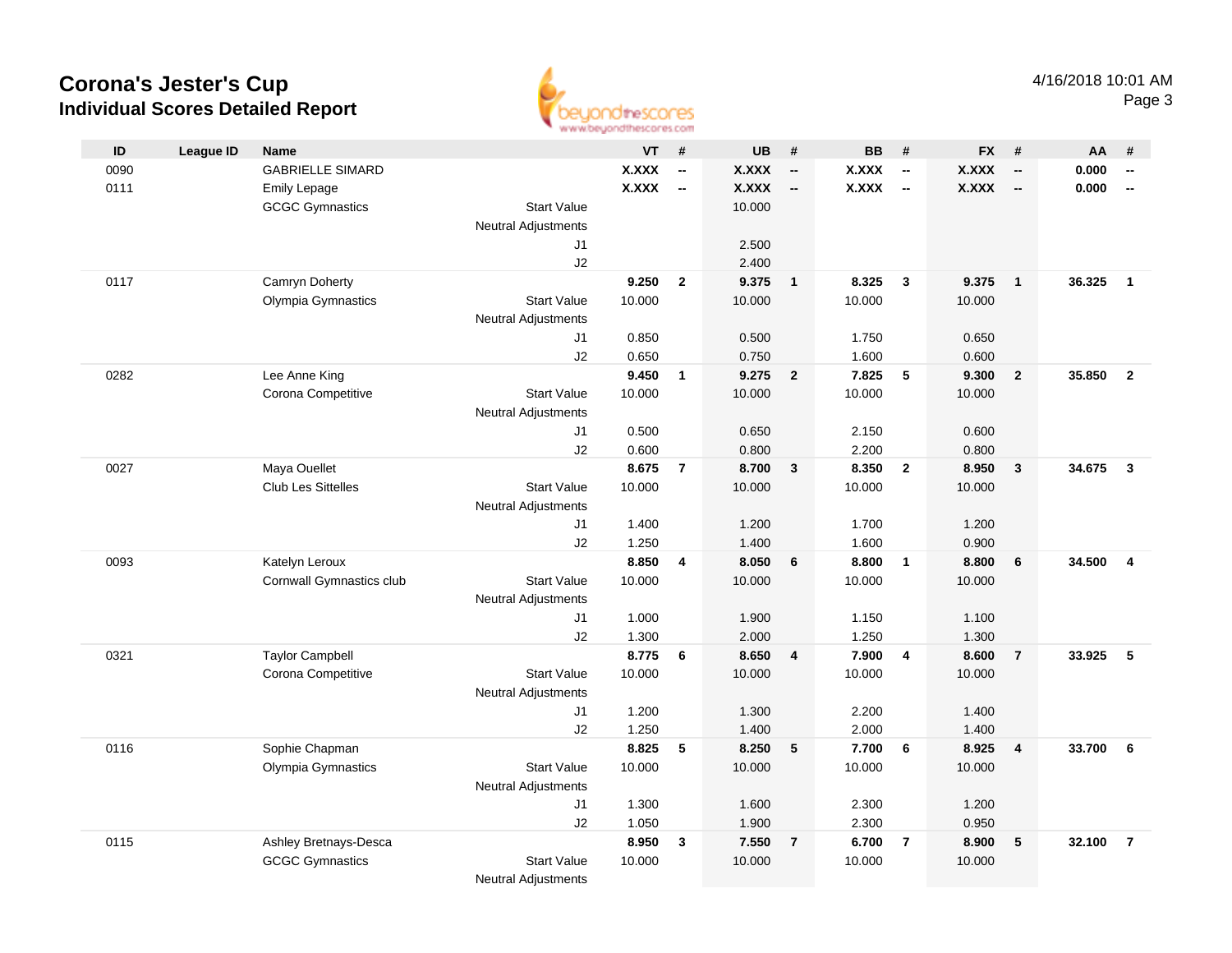# Corona's Jester's Cup

## Individual Scores Detailed Report

4/16/2018 10:01 AM

| ID | League ID | Name | | VT | # | UB | # | BB | # | FX | # | AA | # |
|---|---|---|---|---|---|---|---|---|---|---|---|---|---|
| 0090 | | GABRIELLE SIMARD | | **X.XXX** | **--** | **X.XXX** | **--** | **X.XXX** | **--** | **X.XXX** | **--** | **0.000** | **--** |
| 0111 | | Emily Lepage | | **X.XXX** | **--** | **X.XXX** | **--** | **X.XXX** | **--** | **X.XXX** | **--** | **0.000** | **--** |
| | | GCGC Gymnastics | Start Value | | | 10.000 | | | | | | | |
| | | | Neutral Adjustments | | | | | | | | | | |
| | | | J1 | | | 2.500 | | | | | | | |
| | | | J2 | | | 2.400 | | | | | | | |
| 0117 | | Camryn Doherty | | **9.250** | **2** | **9.375** | **1** | **8.325** | **3** | **9.375** | **1** | **36.325** | **1** |
| | | Olympia Gymnastics | Start Value | 10.000 | | 10.000 | | 10.000 | | 10.000 | | | |
| | | | Neutral Adjustments | | | | | | | | | | |
| | | | J1 | 0.850 | | 0.500 | | 1.750 | | 0.650 | | | |
| | | | J2 | 0.650 | | 0.750 | | 1.600 | | 0.600 | | | |
| 0282 | | Lee Anne King | | **9.450** | **1** | **9.275** | **2** | **7.825** | **5** | **9.300** | **2** | **35.850** | **2** |
| | | Corona Competitive | Start Value | 10.000 | | 10.000 | | 10.000 | | 10.000 | | | |
| | | | Neutral Adjustments | | | | | | | | | | |
| | | | J1 | 0.500 | | 0.650 | | 2.150 | | 0.600 | | | |
| | | | J2 | 0.600 | | 0.800 | | 2.200 | | 0.800 | | | |
| 0027 | | Maya Ouellet | | **8.675** | **7** | **8.700** | **3** | **8.350** | **2** | **8.950** | **3** | **34.675** | **3** |
| | | Club Les Sittelles | Start Value | 10.000 | | 10.000 | | 10.000 | | 10.000 | | | |
| | | | Neutral Adjustments | | | | | | | | | | |
| | | | J1 | 1.400 | | 1.200 | | 1.700 | | 1.200 | | | |
| | | | J2 | 1.250 | | 1.400 | | 1.600 | | 0.900 | | | |
| 0093 | | Katelyn Leroux | | **8.850** | **4** | **8.050** | **6** | **8.800** | **1** | **8.800** | **6** | **34.500** | **4** |
| | | Cornwall Gymnastics club | Start Value | 10.000 | | 10.000 | | 10.000 | | 10.000 | | | |
| | | | Neutral Adjustments | | | | | | | | | | |
| | | | J1 | 1.000 | | 1.900 | | 1.150 | | 1.100 | | | |
| | | | J2 | 1.300 | | 2.000 | | 1.250 | | 1.300 | | | |
| 0321 | | Taylor Campbell | | **8.775** | **6** | **8.650** | **4** | **7.900** | **4** | **8.600** | **7** | **33.925** | **5** |
| | | Corona Competitive | Start Value | 10.000 | | 10.000 | | 10.000 | | 10.000 | | | |
| | | | Neutral Adjustments | | | | | | | | | | |
| | | | J1 | 1.200 | | 1.300 | | 2.200 | | 1.400 | | | |
| | | | J2 | 1.250 | | 1.400 | | 2.000 | | 1.400 | | | |
| 0116 | | Sophie Chapman | | **8.825** | **5** | **8.250** | **5** | **7.700** | **6** | **8.925** | **4** | **33.700** | **6** |
| | | Olympia Gymnastics | Start Value | 10.000 | | 10.000 | | 10.000 | | 10.000 | | | |
| | | | Neutral Adjustments | | | | | | | | | | |
| | | | J1 | 1.300 | | 1.600 | | 2.300 | | 1.200 | | | |
| | | | J2 | 1.050 | | 1.900 | | 2.300 | | 0.950 | | | |
| 0115 | | Ashley Bretnays-Desca | | **8.950** | **3** | **7.550** | **7** | **6.700** | **7** | **8.900** | **5** | **32.100** | **7** |
| | | GCGC Gymnastics | Start Value | 10.000 | | 10.000 | | 10.000 | | 10.000 | | | |
| | | | Neutral Adjustments | | | | | | | | | | |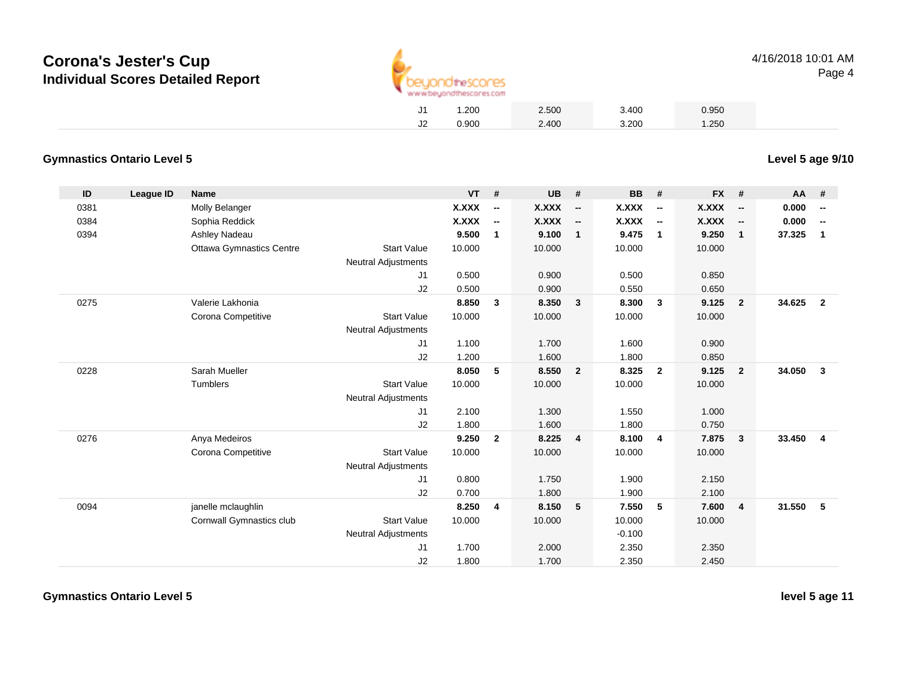| | | | | | | | | | | | | | |
|---|---|---|---|---|---|---|---|---|---|---|---|---|---|
| | | | J1 | 1.200 | | 2.500 | | 3.400 | | 0.950 | | | |
| | | | J2 | 0.900 | | 2.400 | | 3.200 | | 1.250 | | | |

## Gymnastics Ontario Level 5

**Level 5 age 9/10**

| ID | League ID | Name | | VT | # | UB | # | BB | # | FX | # | AA | # |
|---|---|---|---|---|---|---|---|---|---|---|---|---|---|
| 0381 | | Molly Belanger | | **X.XXX** | **--** | **X.XXX** | **--** | **X.XXX** | **--** | **X.XXX** | **--** | **0.000** | **--** |
| 0384 | | Sophia Reddick | | **X.XXX** | **--** | **X.XXX** | **--** | **X.XXX** | **--** | **X.XXX** | **--** | **0.000** | **--** |
| 0394 | | Ashley Nadeau | | **9.500** | **1** | **9.100** | **1** | **9.475** | **1** | **9.250** | **1** | **37.325** | **1** |
| | | Ottawa Gymnastics Centre | Start Value | 10.000 | | 10.000 | | 10.000 | | 10.000 | | | |
| | | | Neutral Adjustments | | | | | | | | | | |
| | | | J1 | 0.500 | | 0.900 | | 0.500 | | 0.850 | | | |
| | | | J2 | 0.500 | | 0.900 | | 0.550 | | 0.650 | | | |
| 0275 | | Valerie Lakhonia | | **8.850** | **3** | **8.350** | **3** | **8.300** | **3** | **9.125** | **2** | **34.625** | **2** |
| | | Corona Competitive | Start Value | 10.000 | | 10.000 | | 10.000 | | 10.000 | | | |
| | | | Neutral Adjustments | | | | | | | | | | |
| | | | J1 | 1.100 | | 1.700 | | 1.600 | | 0.900 | | | |
| | | | J2 | 1.200 | | 1.600 | | 1.800 | | 0.850 | | | |
| 0228 | | Sarah Mueller | | **8.050** | **5** | **8.550** | **2** | **8.325** | **2** | **9.125** | **2** | **34.050** | **3** |
| | | Tumblers | Start Value | 10.000 | | 10.000 | | 10.000 | | 10.000 | | | |
| | | | Neutral Adjustments | | | | | | | | | | |
| | | | J1 | 2.100 | | 1.300 | | 1.550 | | 1.000 | | | |
| | | | J2 | 1.800 | | 1.600 | | 1.800 | | 0.750 | | | |
| 0276 | | Anya Medeiros | | **9.250** | **2** | **8.225** | **4** | **8.100** | **4** | **7.875** | **3** | **33.450** | **4** |
| | | Corona Competitive | Start Value | 10.000 | | 10.000 | | 10.000 | | 10.000 | | | |
| | | | Neutral Adjustments | | | | | | | | | | |
| | | | J1 | 0.800 | | 1.750 | | 1.900 | | 2.150 | | | |
| | | | J2 | 0.700 | | 1.800 | | 1.900 | | 2.100 | | | |
| 0094 | | janelle mclaughlin | | **8.250** | **4** | **8.150** | **5** | **7.550** | **5** | **7.600** | **4** | **31.550** | **5** |
| | | Cornwall Gymnastics club | Start Value | 10.000 | | 10.000 | | 10.000 | | 10.000 | | | |
| | | | Neutral Adjustments | | | | | -0.100 | | | | | |
| | | | J1 | 1.700 | | 2.000 | | 2.350 | | 2.350 | | | |
| | | | J2 | 1.800 | | 1.700 | | 2.350 | | 2.450 | | | |

## Gymnastics Ontario Level 5

**level 5 age 11**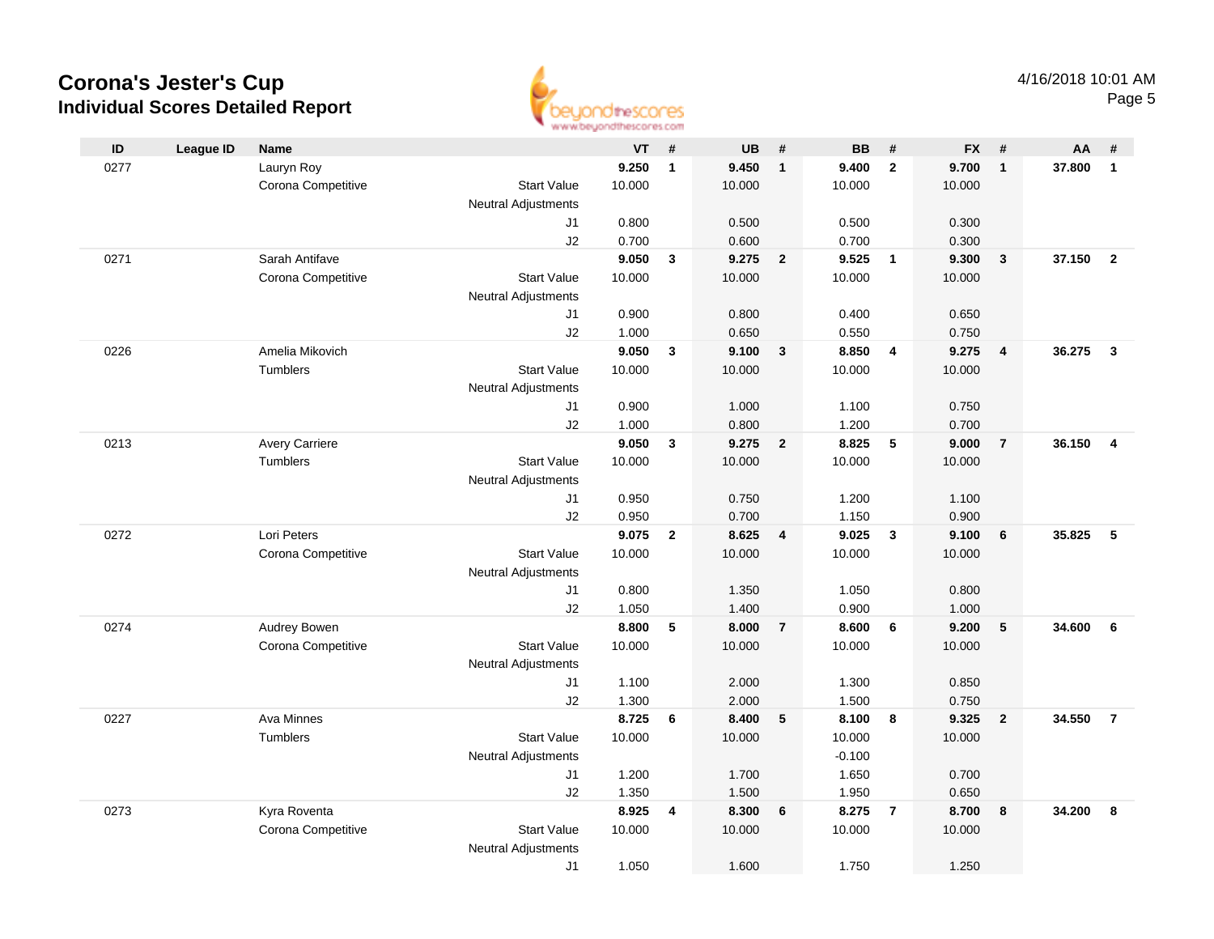# Corona's Jester's Cup
## Individual Scores Detailed Report

4/16/2018 10:01 AM

| ID | League ID | Name | | VT | # | UB | # | BB | # | FX | # | AA | # |
|---|---|---|---|---|---|---|---|---|---|---|---|---|---|
| 0277 | | Lauryn Roy | | **9.250** | **1** | **9.450** | **1** | **9.400** | **2** | **9.700** | **1** | **37.800** | **1** |
| | | Corona Competitive | Start Value | 10.000 | | 10.000 | | 10.000 | | 10.000 | | | |
| | | | Neutral Adjustments | | | | | | | | | | |
| | | | J1 | 0.800 | | 0.500 | | 0.500 | | 0.300 | | | |
| | | | J2 | 0.700 | | 0.600 | | 0.700 | | 0.300 | | | |
| 0271 | | Sarah Antifave | | **9.050** | **3** | **9.275** | **2** | **9.525** | **1** | **9.300** | **3** | **37.150** | **2** |
| | | Corona Competitive | Start Value | 10.000 | | 10.000 | | 10.000 | | 10.000 | | | |
| | | | Neutral Adjustments | | | | | | | | | | |
| | | | J1 | 0.900 | | 0.800 | | 0.400 | | 0.650 | | | |
| | | | J2 | 1.000 | | 0.650 | | 0.550 | | 0.750 | | | |
| 0226 | | Amelia Mikovich | | **9.050** | **3** | **9.100** | **3** | **8.850** | **4** | **9.275** | **4** | **36.275** | **3** |
| | | Tumblers | Start Value | 10.000 | | 10.000 | | 10.000 | | 10.000 | | | |
| | | | Neutral Adjustments | | | | | | | | | | |
| | | | J1 | 0.900 | | 1.000 | | 1.100 | | 0.750 | | | |
| | | | J2 | 1.000 | | 0.800 | | 1.200 | | 0.700 | | | |
| 0213 | | Avery Carriere | | **9.050** | **3** | **9.275** | **2** | **8.825** | **5** | **9.000** | **7** | **36.150** | **4** |
| | | Tumblers | Start Value | 10.000 | | 10.000 | | 10.000 | | 10.000 | | | |
| | | | Neutral Adjustments | | | | | | | | | | |
| | | | J1 | 0.950 | | 0.750 | | 1.200 | | 1.100 | | | |
| | | | J2 | 0.950 | | 0.700 | | 1.150 | | 0.900 | | | |
| 0272 | | Lori Peters | | **9.075** | **2** | **8.625** | **4** | **9.025** | **3** | **9.100** | **6** | **35.825** | **5** |
| | | Corona Competitive | Start Value | 10.000 | | 10.000 | | 10.000 | | 10.000 | | | |
| | | | Neutral Adjustments | | | | | | | | | | |
| | | | J1 | 0.800 | | 1.350 | | 1.050 | | 0.800 | | | |
| | | | J2 | 1.050 | | 1.400 | | 0.900 | | 1.000 | | | |
| 0274 | | Audrey Bowen | | **8.800** | **5** | **8.000** | **7** | **8.600** | **6** | **9.200** | **5** | **34.600** | **6** |
| | | Corona Competitive | Start Value | 10.000 | | 10.000 | | 10.000 | | 10.000 | | | |
| | | | Neutral Adjustments | | | | | | | | | | |
| | | | J1 | 1.100 | | 2.000 | | 1.300 | | 0.850 | | | |
| | | | J2 | 1.300 | | 2.000 | | 1.500 | | 0.750 | | | |
| 0227 | | Ava Minnes | | **8.725** | **6** | **8.400** | **5** | **8.100** | **8** | **9.325** | **2** | **34.550** | **7** |
| | | Tumblers | Start Value | 10.000 | | 10.000 | | 10.000 | | 10.000 | | | |
| | | | Neutral Adjustments | | | | | -0.100 | | | | | |
| | | | J1 | 1.200 | | 1.700 | | 1.650 | | 0.700 | | | |
| | | | J2 | 1.350 | | 1.500 | | 1.950 | | 0.650 | | | |
| 0273 | | Kyra Roventa | | **8.925** | **4** | **8.300** | **6** | **8.275** | **7** | **8.700** | **8** | **34.200** | **8** |
| | | Corona Competitive | Start Value | 10.000 | | 10.000 | | 10.000 | | 10.000 | | | |
| | | | Neutral Adjustments | | | | | | | | | | |
| | | | J1 | 1.050 | | 1.600 | | 1.750 | | 1.250 | | | |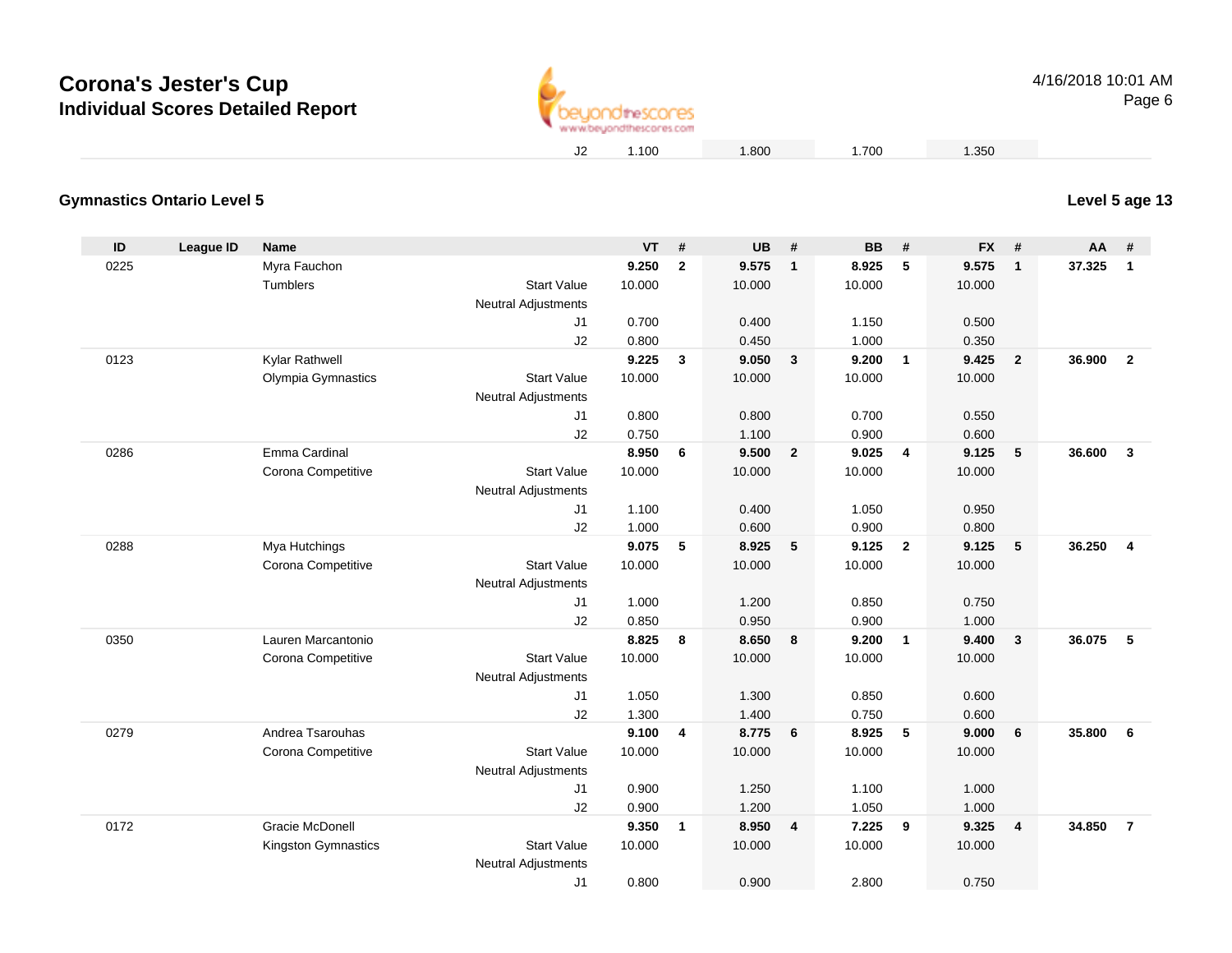# Corona's Jester's Cup
## Individual Scores Detailed Report

| | | | | | | | | | | | | | |
|---|---|---|---|---|---|---|---|---|---|---|---|---|---|
| | | | J2 | 1.100 | | 1.800 | | 1.700 | | 1.350 | | | |

### Gymnastics Ontario Level 5

**Level 5 age 13**

| ID | League ID | Name | | VT | # | UB | # | BB | # | FX | # | AA | # |
|---|---|---|---|---|---|---|---|---|---|---|---|---|---|
| 0225 | | Myra Fauchon | | **9.250** | **2** | **9.575** | **1** | **8.925** | **5** | **9.575** | **1** | **37.325** | **1** |
| | | Tumblers | Start Value | 10.000 | | 10.000 | | 10.000 | | 10.000 | | | |
| | | | Neutral Adjustments | | | | | | | | | | |
| | | | J1 | 0.700 | | 0.400 | | 1.150 | | 0.500 | | | |
| | | | J2 | 0.800 | | 0.450 | | 1.000 | | 0.350 | | | |
| 0123 | | Kylar Rathwell | | **9.225** | **3** | **9.050** | **3** | **9.200** | **1** | **9.425** | **2** | **36.900** | **2** |
| | | Olympia Gymnastics | Start Value | 10.000 | | 10.000 | | 10.000 | | 10.000 | | | |
| | | | Neutral Adjustments | | | | | | | | | | |
| | | | J1 | 0.800 | | 0.800 | | 0.700 | | 0.550 | | | |
| | | | J2 | 0.750 | | 1.100 | | 0.900 | | 0.600 | | | |
| 0286 | | Emma Cardinal | | **8.950** | **6** | **9.500** | **2** | **9.025** | **4** | **9.125** | **5** | **36.600** | **3** |
| | | Corona Competitive | Start Value | 10.000 | | 10.000 | | 10.000 | | 10.000 | | | |
| | | | Neutral Adjustments | | | | | | | | | | |
| | | | J1 | 1.100 | | 0.400 | | 1.050 | | 0.950 | | | |
| | | | J2 | 1.000 | | 0.600 | | 0.900 | | 0.800 | | | |
| 0288 | | Mya Hutchings | | **9.075** | **5** | **8.925** | **5** | **9.125** | **2** | **9.125** | **5** | **36.250** | **4** |
| | | Corona Competitive | Start Value | 10.000 | | 10.000 | | 10.000 | | 10.000 | | | |
| | | | Neutral Adjustments | | | | | | | | | | |
| | | | J1 | 1.000 | | 1.200 | | 0.850 | | 0.750 | | | |
| | | | J2 | 0.850 | | 0.950 | | 0.900 | | 1.000 | | | |
| 0350 | | Lauren Marcantonio | | **8.825** | **8** | **8.650** | **8** | **9.200** | **1** | **9.400** | **3** | **36.075** | **5** |
| | | Corona Competitive | Start Value | 10.000 | | 10.000 | | 10.000 | | 10.000 | | | |
| | | | Neutral Adjustments | | | | | | | | | | |
| | | | J1 | 1.050 | | 1.300 | | 0.850 | | 0.600 | | | |
| | | | J2 | 1.300 | | 1.400 | | 0.750 | | 0.600 | | | |
| 0279 | | Andrea Tsarouhas | | **9.100** | **4** | **8.775** | **6** | **8.925** | **5** | **9.000** | **6** | **35.800** | **6** |
| | | Corona Competitive | Start Value | 10.000 | | 10.000 | | 10.000 | | 10.000 | | | |
| | | | Neutral Adjustments | | | | | | | | | | |
| | | | J1 | 0.900 | | 1.250 | | 1.100 | | 1.000 | | | |
| | | | J2 | 0.900 | | 1.200 | | 1.050 | | 1.000 | | | |
| 0172 | | Gracie McDonell | | **9.350** | **1** | **8.950** | **4** | **7.225** | **9** | **9.325** | **4** | **34.850** | **7** |
| | | Kingston Gymnastics | Start Value | 10.000 | | 10.000 | | 10.000 | | 10.000 | | | |
| | | | Neutral Adjustments | | | | | | | | | | |
| | | | J1 | 0.800 | | 0.900 | | 2.800 | | 0.750 | | | |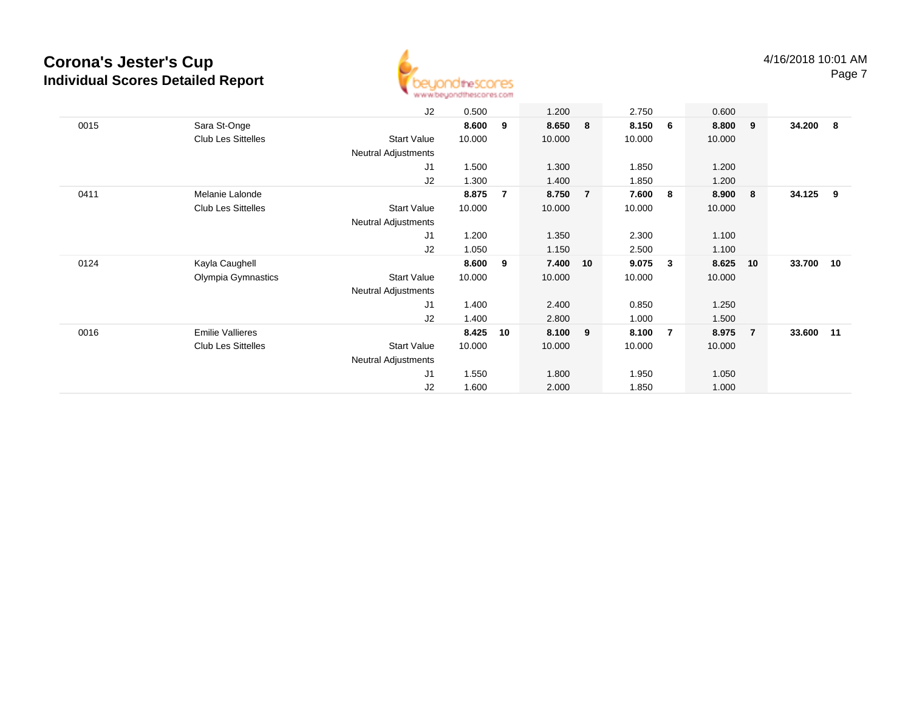# Corona's Jester's Cup
## Individual Scores Detailed Report

| | | | | | | | | | | | | |
|---|---|---|---|---|---|---|---|---|---|---|---|---|
| | | J2 | 0.500 | | 1.200 | | 2.750 | | 0.600 | | | |
| 0015 | Sara St-Onge | | **8.600** | **9** | **8.650** | **8** | **8.150** | **6** | **8.800** | **9** | **34.200** | **8** |
| | Club Les Sittelles | Start Value | 10.000 | | 10.000 | | 10.000 | | 10.000 | | | |
| | | Neutral Adjustments | | | | | | | | | | |
| | | J1 | 1.500 | | 1.300 | | 1.850 | | 1.200 | | | |
| | | J2 | 1.300 | | 1.400 | | 1.850 | | 1.200 | | | |
| 0411 | Melanie Lalonde | | **8.875** | **7** | **8.750** | **7** | **7.600** | **8** | **8.900** | **8** | **34.125** | **9** |
| | Club Les Sittelles | Start Value | 10.000 | | 10.000 | | 10.000 | | 10.000 | | | |
| | | Neutral Adjustments | | | | | | | | | | |
| | | J1 | 1.200 | | 1.350 | | 2.300 | | 1.100 | | | |
| | | J2 | 1.050 | | 1.150 | | 2.500 | | 1.100 | | | |
| 0124 | Kayla Caughell | | **8.600** | **9** | **7.400** | **10** | **9.075** | **3** | **8.625** | **10** | **33.700** | **10** |
| | Olympia Gymnastics | Start Value | 10.000 | | 10.000 | | 10.000 | | 10.000 | | | |
| | | Neutral Adjustments | | | | | | | | | | |
| | | J1 | 1.400 | | 2.400 | | 0.850 | | 1.250 | | | |
| | | J2 | 1.400 | | 2.800 | | 1.000 | | 1.500 | | | |
| 0016 | Emilie Vallieres | | **8.425** | **10** | **8.100** | **9** | **8.100** | **7** | **8.975** | **7** | **33.600** | **11** |
| | Club Les Sittelles | Start Value | 10.000 | | 10.000 | | 10.000 | | 10.000 | | | |
| | | Neutral Adjustments | | | | | | | | | | |
| | | J1 | 1.550 | | 1.800 | | 1.950 | | 1.050 | | | |
| | | J2 | 1.600 | | 2.000 | | 1.850 | | 1.000 | | | |